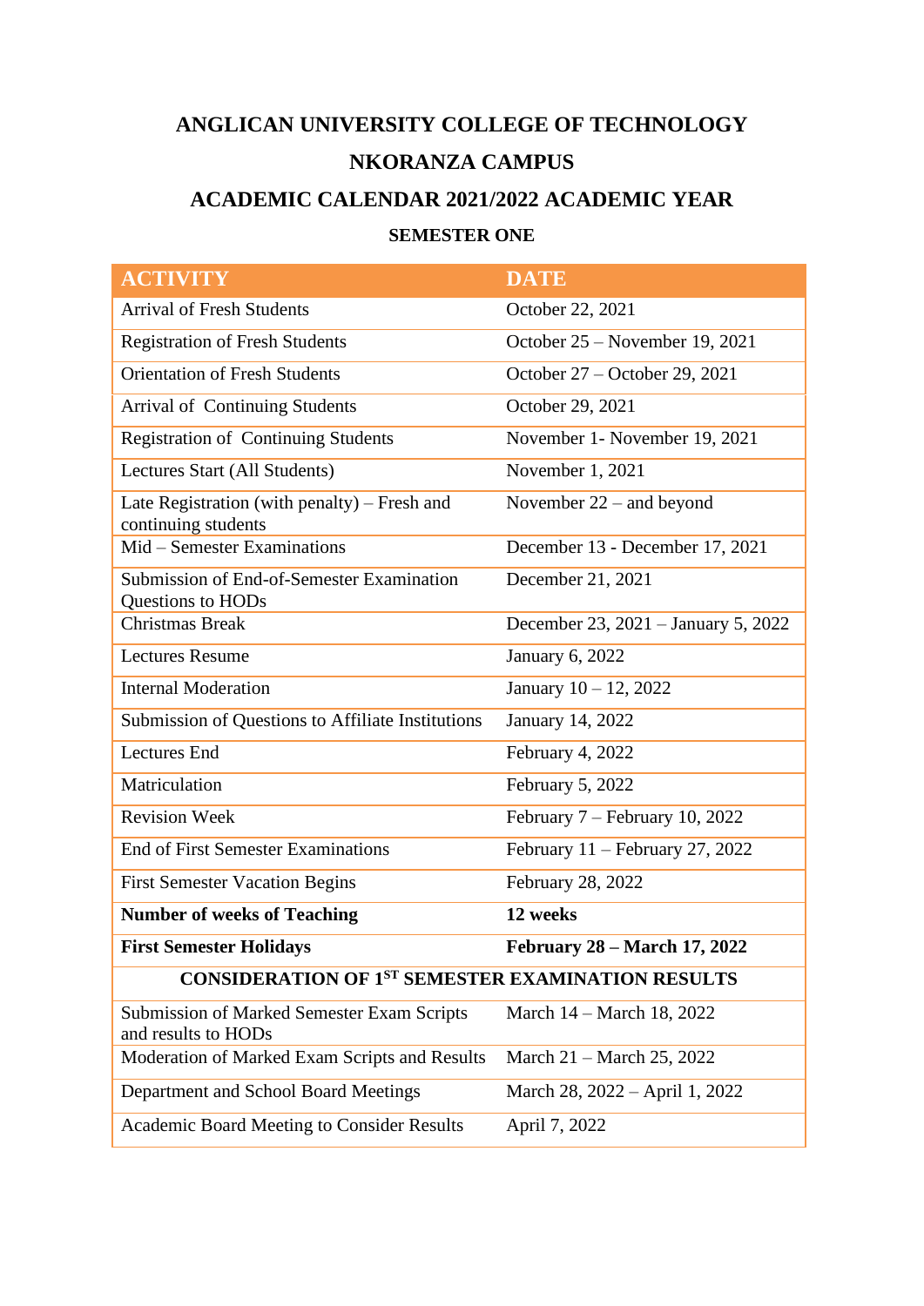# ANGLICAN UNIVERSITY COLLEGE OF TECHNOLOGY

## NKORANZA CAMPUS

## ACADEMIC CALENDAR 2021/2022 ACADEMIC YEAR

### SEMESTER ONE

| ACTIVITY | DATE |
|---|---|
| Arrival of Fresh Students | October 22, 2021 |
| Registration of Fresh Students | October 25 – November 19, 2021 |
| Orientation of Fresh Students | October 27 – October 29, 2021 |
| Arrival of Continuing Students | October 29, 2021 |
| Registration of Continuing Students | November 1- November 19, 2021 |
| Lectures Start (All Students) | November 1, 2021 |
| Late Registration (with penalty) – Fresh and continuing students | November 22 – and beyond |
| Mid – Semester Examinations | December 13 - December 17, 2021 |
| Submission of End-of-Semester Examination Questions to HODs | December 21, 2021 |
| Christmas Break | December 23, 2021 – January 5, 2022 |
| Lectures Resume | January 6, 2022 |
| Internal Moderation | January 10 – 12, 2022 |
| Submission of Questions to Affiliate Institutions | January 14, 2022 |
| Lectures End | February 4, 2022 |
| Matriculation | February 5, 2022 |
| Revision Week | February 7 – February 10, 2022 |
| End of First Semester Examinations | February 11 – February 27, 2022 |
| First Semester Vacation Begins | February 28, 2022 |
| **Number of weeks of Teaching** | **12 weeks** |
| **First Semester Holidays** | **February 28 – March 17, 2022** |
| **CONSIDERATION OF 1ST SEMESTER EXAMINATION RESULTS** | |
| Submission of Marked Semester Exam Scripts and results to HODs | March 14 – March 18, 2022 |
| Moderation of Marked Exam Scripts and Results | March 21 – March 25, 2022 |
| Department and School Board Meetings | March 28, 2022 – April 1, 2022 |
| Academic Board Meeting to Consider Results | April 7, 2022 |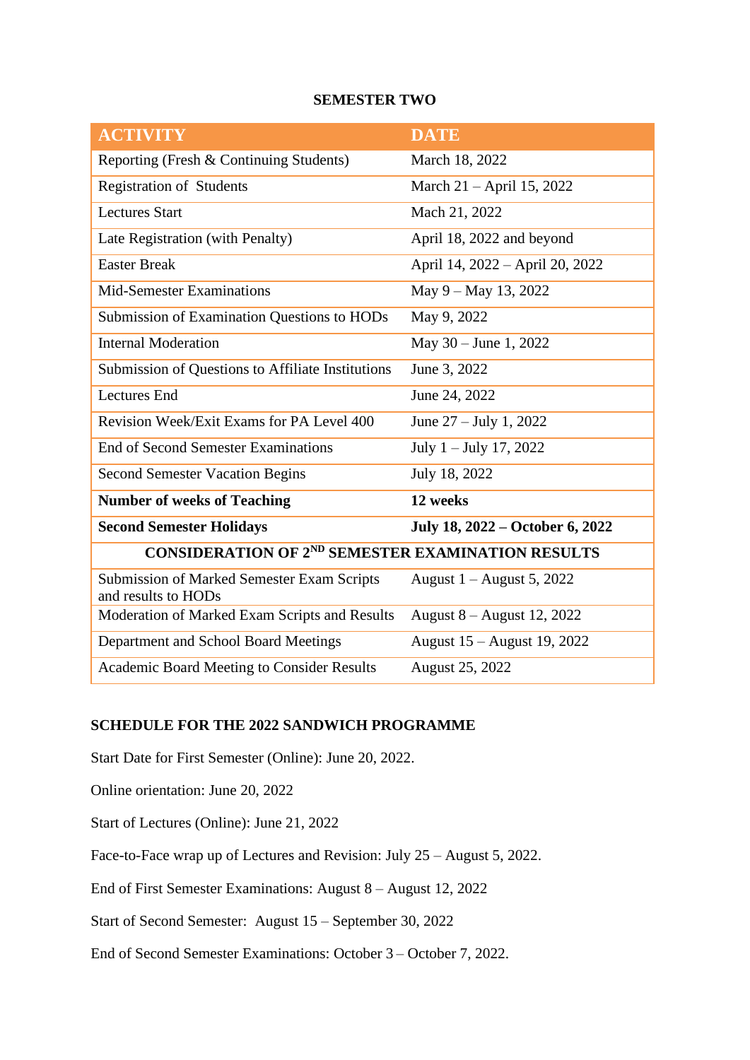**SEMESTER TWO**

| ACTIVITY | DATE |
|---|---|
| Reporting (Fresh & Continuing Students) | March 18, 2022 |
| Registration of Students | March 21 – April 15, 2022 |
| Lectures Start | Mach 21, 2022 |
| Late Registration (with Penalty) | April 18, 2022 and beyond |
| Easter Break | April 14, 2022 – April 20, 2022 |
| Mid-Semester Examinations | May 9 – May 13, 2022 |
| Submission of Examination Questions to HODs | May 9, 2022 |
| Internal Moderation | May 30 – June 1, 2022 |
| Submission of Questions to Affiliate Institutions | June 3, 2022 |
| Lectures End | June 24, 2022 |
| Revision Week/Exit Exams for PA Level 400 | June 27 – July 1, 2022 |
| End of Second Semester Examinations | July 1 – July 17, 2022 |
| Second Semester Vacation Begins | July 18, 2022 |
| **Number of weeks of Teaching** | **12 weeks** |
| **Second Semester Holidays** | **July 18, 2022 – October 6, 2022** |
| **CONSIDERATION OF 2ND SEMESTER EXAMINATION RESULTS** | |
| Submission of Marked Semester Exam Scripts and results to HODs | August 1 – August 5, 2022 |
| Moderation of Marked Exam Scripts and Results | August 8 – August 12, 2022 |
| Department and School Board Meetings | August 15 – August 19, 2022 |
| Academic Board Meeting to Consider Results | August 25, 2022 |

**SCHEDULE FOR THE 2022 SANDWICH PROGRAMME**

Start Date for First Semester (Online): June 20, 2022.

Online orientation: June 20, 2022

Start of Lectures (Online): June 21, 2022

Face-to-Face wrap up of Lectures and Revision: July 25 – August 5, 2022.

End of First Semester Examinations: August 8 – August 12, 2022

Start of Second Semester: August 15 – September 30, 2022

End of Second Semester Examinations: October 3 – October 7, 2022.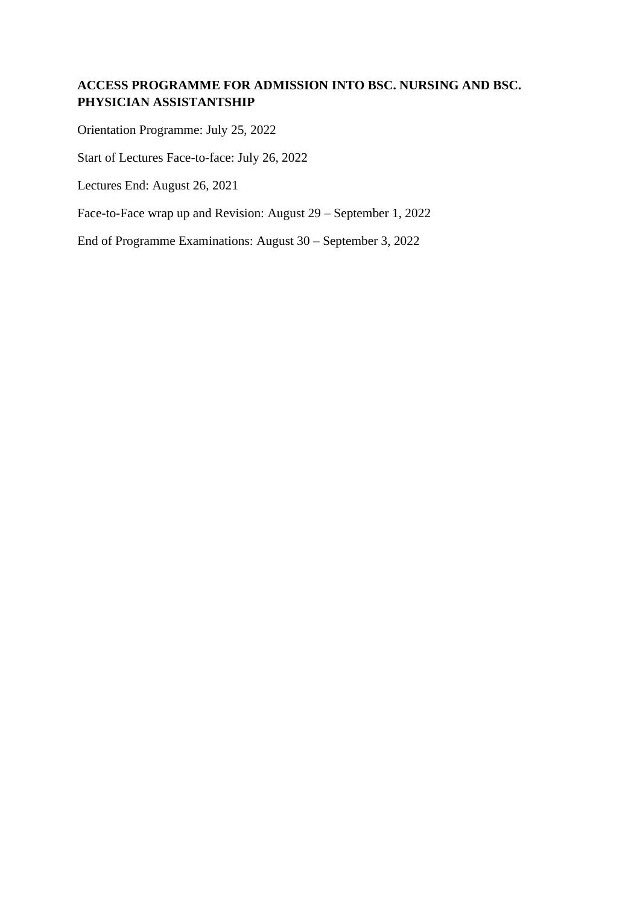**ACCESS PROGRAMME FOR ADMISSION INTO BSC. NURSING AND BSC. PHYSICIAN ASSISTANTSHIP**

Orientation Programme: July 25, 2022

Start of Lectures Face-to-face: July 26, 2022

Lectures End: August 26, 2021

Face-to-Face wrap up and Revision: August 29 – September 1, 2022

End of Programme Examinations: August 30 – September 3, 2022